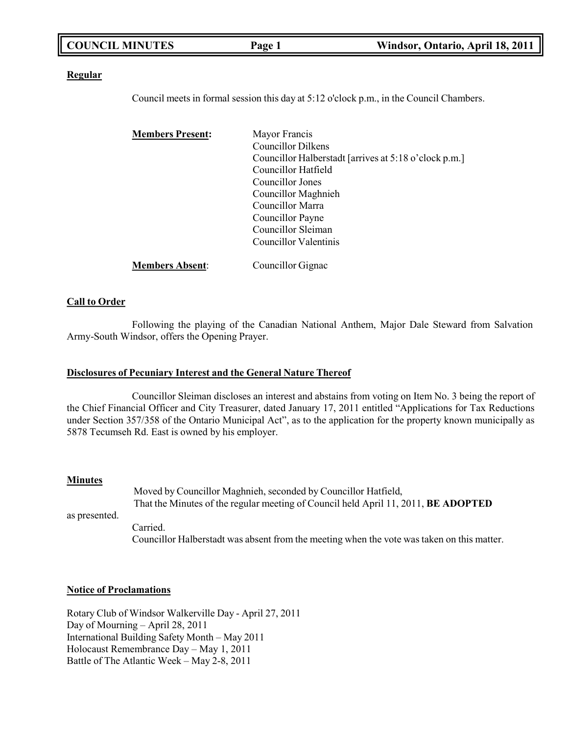## Regular

Council meets in formal session this day at 5:12 o'clock p.m., in the Council Chambers.

**Members Present:**
- Mayor Francis
- Councillor Dilkens
- Councillor Halberstadt [arrives at 5:18 o'clock p.m.]
- Councillor Hatfield
- Councillor Jones
- Councillor Maghnieh
- Councillor Marra
- Councillor Payne
- Councillor Sleiman
- Councillor Valentinis

**Members Absent**: Councillor Gignac

## Call to Order

Following the playing of the Canadian National Anthem, Major Dale Steward from Salvation Army-South Windsor, offers the Opening Prayer.

## Disclosures of Pecuniary Interest and the General Nature Thereof

Councillor Sleiman discloses an interest and abstains from voting on Item No. 3 being the report of the Chief Financial Officer and City Treasurer, dated January 17, 2011 entitled "Applications for Tax Reductions under Section 357/358 of the Ontario Municipal Act", as to the application for the property known municipally as 5878 Tecumseh Rd. East is owned by his employer.

## Minutes

Moved by Councillor Maghnieh, seconded by Councillor Hatfield,
That the Minutes of the regular meeting of Council held April 11, 2011, **BE ADOPTED** as presented.

Carried.

Councillor Halberstadt was absent from the meeting when the vote was taken on this matter.

## Notice of Proclamations

Rotary Club of Windsor Walkerville Day - April 27, 2011
Day of Mourning – April 28, 2011
International Building Safety Month – May 2011
Holocaust Remembrance Day – May 1, 2011
Battle of The Atlantic Week – May 2-8, 2011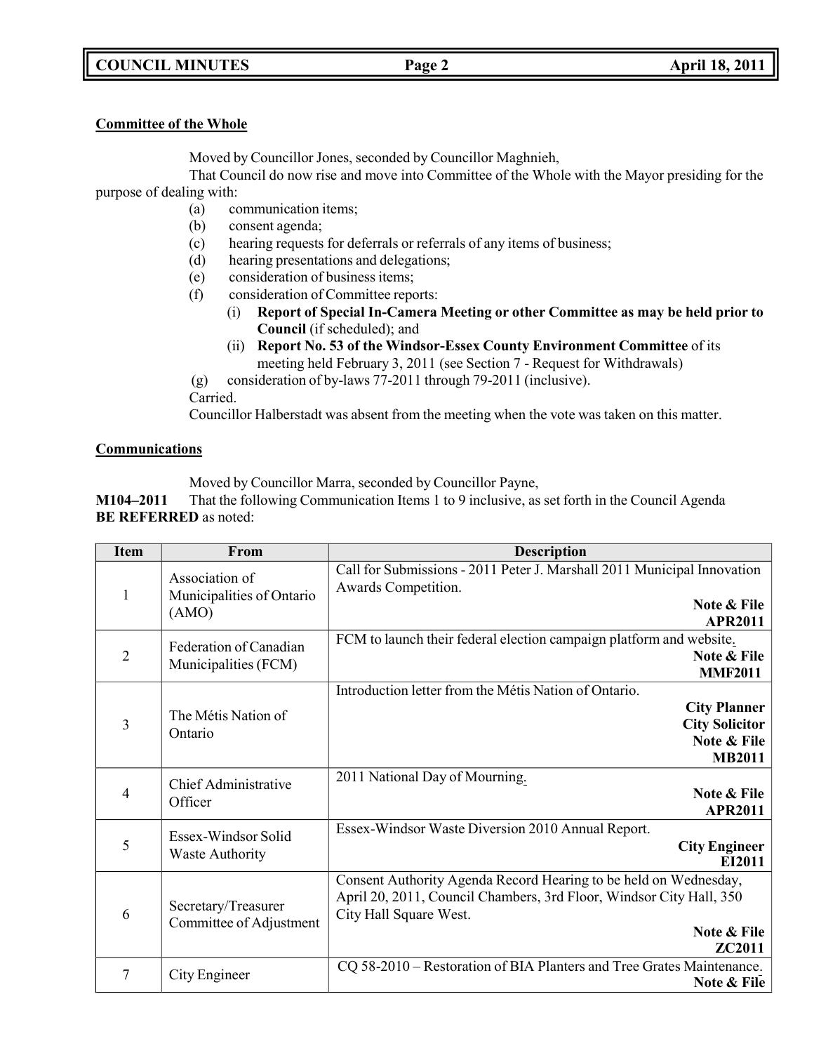**Committee of the Whole**

Moved by Councillor Jones, seconded by Councillor Maghnieh,

That Council do now rise and move into Committee of the Whole with the Mayor presiding for the purpose of dealing with:

- (a) communication items;
- (b) consent agenda;
- (c) hearing requests for deferrals or referrals of any items of business;
- (d) hearing presentations and delegations;
- (e) consideration of business items;
- (f) consideration of Committee reports:
  - (i) **Report of Special In-Camera Meeting or other Committee as may be held prior to Council** (if scheduled); and
  - (ii) **Report No. 53 of the Windsor-Essex County Environment Committee** of its meeting held February 3, 2011 (see Section 7 - Request for Withdrawals)
- (g) consideration of by-laws 77-2011 through 79-2011 (inclusive).

Carried.

Councillor Halberstadt was absent from the meeting when the vote was taken on this matter.

**Communications**

Moved by Councillor Marra, seconded by Councillor Payne,

**M104–2011** That the following Communication Items 1 to 9 inclusive, as set forth in the Council Agenda **BE REFERRED** as noted:

| Item | From | Description |
|---|---|---|
| 1 | Association of Municipalities of Ontario (AMO) | Call for Submissions - 2011 Peter J. Marshall 2011 Municipal Innovation Awards Competition. **Note & File** **APR2011** |
| 2 | Federation of Canadian Municipalities (FCM) | FCM to launch their federal election campaign platform and website. **Note & File** **MMF2011** |
| 3 | The Métis Nation of Ontario | Introduction letter from the Métis Nation of Ontario. **City Planner** **City Solicitor** **Note & File** **MB2011** |
| 4 | Chief Administrative Officer | 2011 National Day of Mourning. **Note & File** **APR2011** |
| 5 | Essex-Windsor Solid Waste Authority | Essex-Windsor Waste Diversion 2010 Annual Report. **City Engineer** **EI2011** |
| 6 | Secretary/Treasurer Committee of Adjustment | Consent Authority Agenda Record Hearing to be held on Wednesday, April 20, 2011, Council Chambers, 3rd Floor, Windsor City Hall, 350 City Hall Square West. **Note & File** **ZC2011** |
| 7 | City Engineer | CQ 58-2010 – Restoration of BIA Planters and Tree Grates Maintenance. **Note & File** |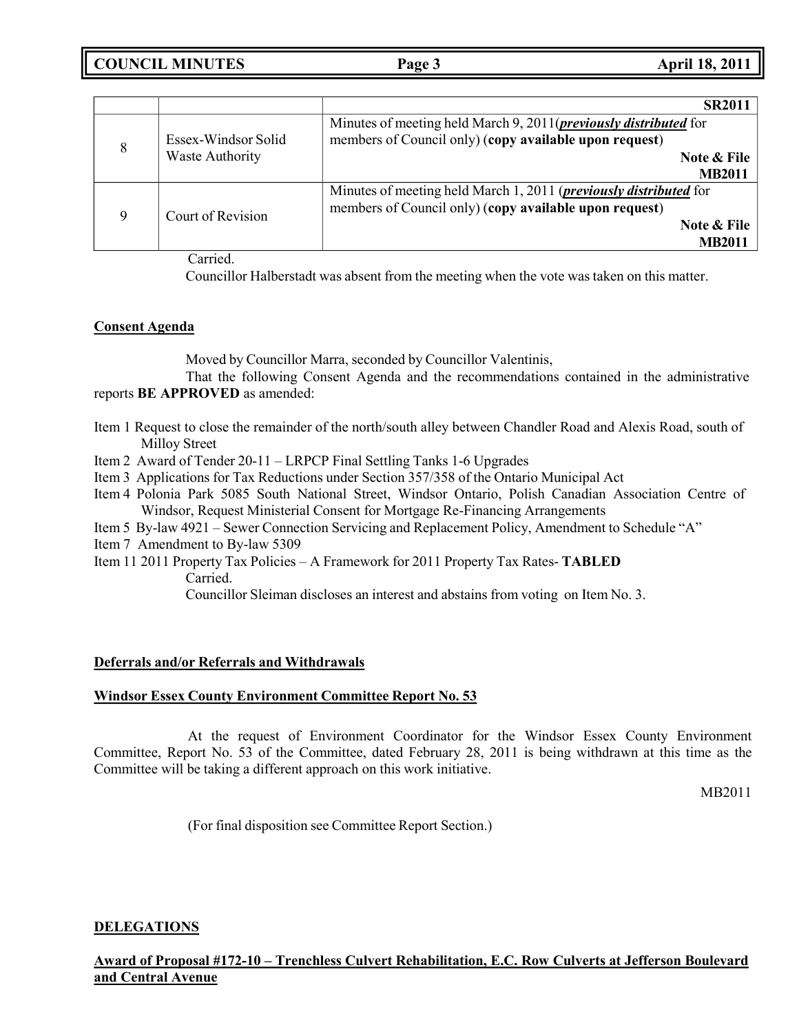| | | |
|---|---|---|
| | | **SR2011** |
| 8 | Essex-Windsor Solid Waste Authority | Minutes of meeting held March 9, 2011(***previously distributed*** for members of Council only) (**copy available upon request**) **Note & File** **MB2011** |
| 9 | Court of Revision | Minutes of meeting held March 1, 2011 (***previously distributed*** for members of Council only) (**copy available upon request**) **Note & File** **MB2011** |

Carried.

Councillor Halberstadt was absent from the meeting when the vote was taken on this matter.

**Consent Agenda**

Moved by Councillor Marra, seconded by Councillor Valentinis,

That the following Consent Agenda and the recommendations contained in the administrative reports **BE APPROVED** as amended:

Item 1 Request to close the remainder of the north/south alley between Chandler Road and Alexis Road, south of Milloy Street
Item 2 Award of Tender 20-11 – LRPCP Final Settling Tanks 1-6 Upgrades
Item 3 Applications for Tax Reductions under Section 357/358 of the Ontario Municipal Act
Item 4 Polonia Park 5085 South National Street, Windsor Ontario, Polish Canadian Association Centre of Windsor, Request Ministerial Consent for Mortgage Re-Financing Arrangements
Item 5 By-law 4921 – Sewer Connection Servicing and Replacement Policy, Amendment to Schedule "A"
Item 7 Amendment to By-law 5309
Item 11 2011 Property Tax Policies – A Framework for 2011 Property Tax Rates- **TABLED**

Carried.

Councillor Sleiman discloses an interest and abstains from voting on Item No. 3.

**Deferrals and/or Referrals and Withdrawals**

**Windsor Essex County Environment Committee Report No. 53**

At the request of Environment Coordinator for the Windsor Essex County Environment Committee, Report No. 53 of the Committee, dated February 28, 2011 is being withdrawn at this time as the Committee will be taking a different approach on this work initiative.

MB2011

(For final disposition see Committee Report Section.)

**DELEGATIONS**

**Award of Proposal #172-10 – Trenchless Culvert Rehabilitation, E.C. Row Culverts at Jefferson Boulevard and Central Avenue**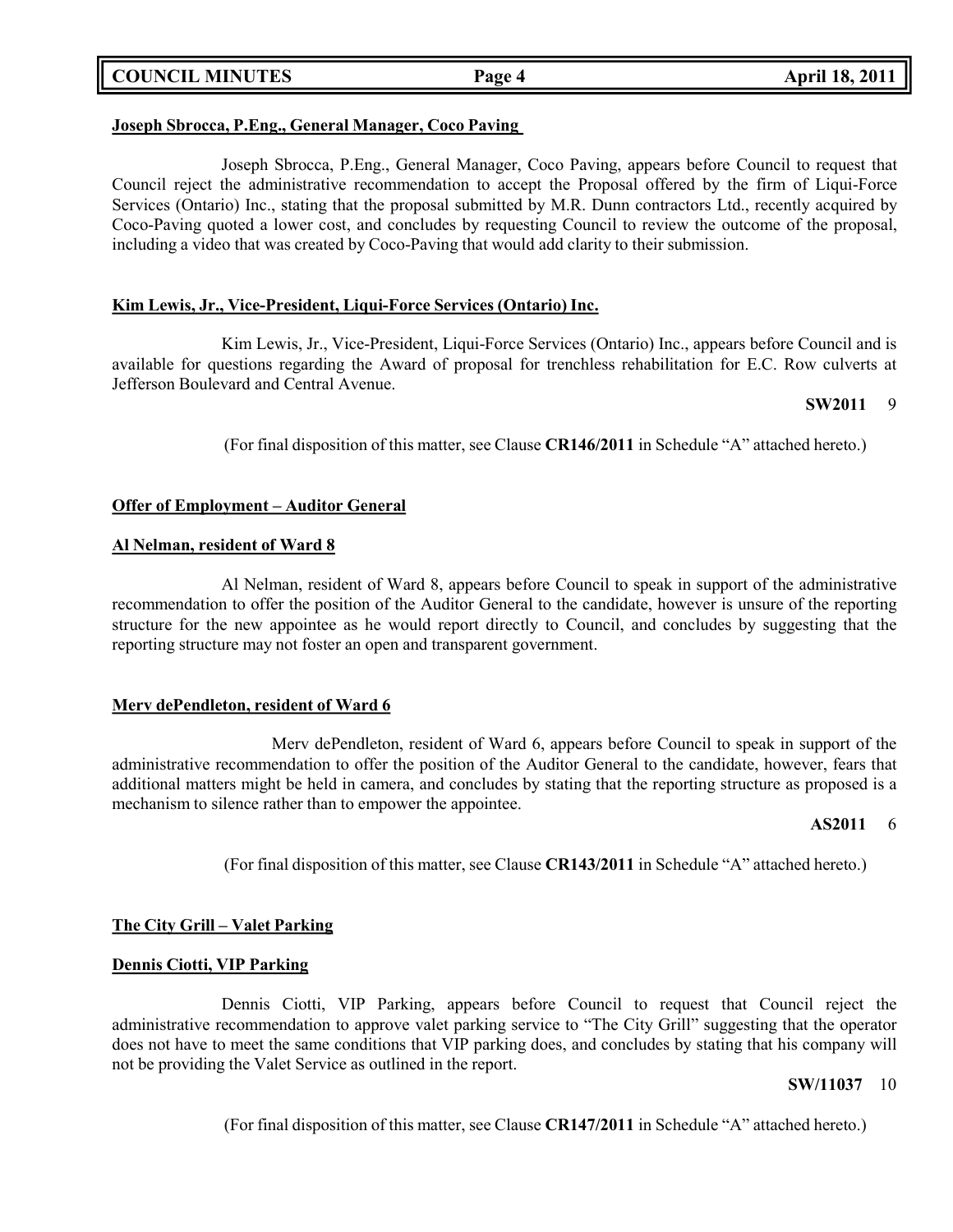**Joseph Sbrocca, P.Eng., General Manager, Coco Paving**

Joseph Sbrocca, P.Eng., General Manager, Coco Paving, appears before Council to request that Council reject the administrative recommendation to accept the Proposal offered by the firm of Liqui-Force Services (Ontario) Inc., stating that the proposal submitted by M.R. Dunn contractors Ltd., recently acquired by Coco-Paving quoted a lower cost, and concludes by requesting Council to review the outcome of the proposal, including a video that was created by Coco-Paving that would add clarity to their submission.

**Kim Lewis, Jr., Vice-President, Liqui-Force Services (Ontario) Inc.**

Kim Lewis, Jr., Vice-President, Liqui-Force Services (Ontario) Inc., appears before Council and is available for questions regarding the Award of proposal for trenchless rehabilitation for E.C. Row culverts at Jefferson Boulevard and Central Avenue.

**SW2011** 9

(For final disposition of this matter, see Clause **CR146/2011** in Schedule "A" attached hereto.)

**Offer of Employment – Auditor General**

**Al Nelman, resident of Ward 8**

Al Nelman, resident of Ward 8, appears before Council to speak in support of the administrative recommendation to offer the position of the Auditor General to the candidate, however is unsure of the reporting structure for the new appointee as he would report directly to Council, and concludes by suggesting that the reporting structure may not foster an open and transparent government.

**Merv dePendleton, resident of Ward 6**

Merv dePendleton, resident of Ward 6, appears before Council to speak in support of the administrative recommendation to offer the position of the Auditor General to the candidate, however, fears that additional matters might be held in camera, and concludes by stating that the reporting structure as proposed is a mechanism to silence rather than to empower the appointee.

**AS2011** 6

(For final disposition of this matter, see Clause **CR143/2011** in Schedule "A" attached hereto.)

**The City Grill – Valet Parking**

**Dennis Ciotti, VIP Parking**

Dennis Ciotti, VIP Parking, appears before Council to request that Council reject the administrative recommendation to approve valet parking service to "The City Grill" suggesting that the operator does not have to meet the same conditions that VIP parking does, and concludes by stating that his company will not be providing the Valet Service as outlined in the report.

**SW/11037** 10

(For final disposition of this matter, see Clause **CR147/2011** in Schedule "A" attached hereto.)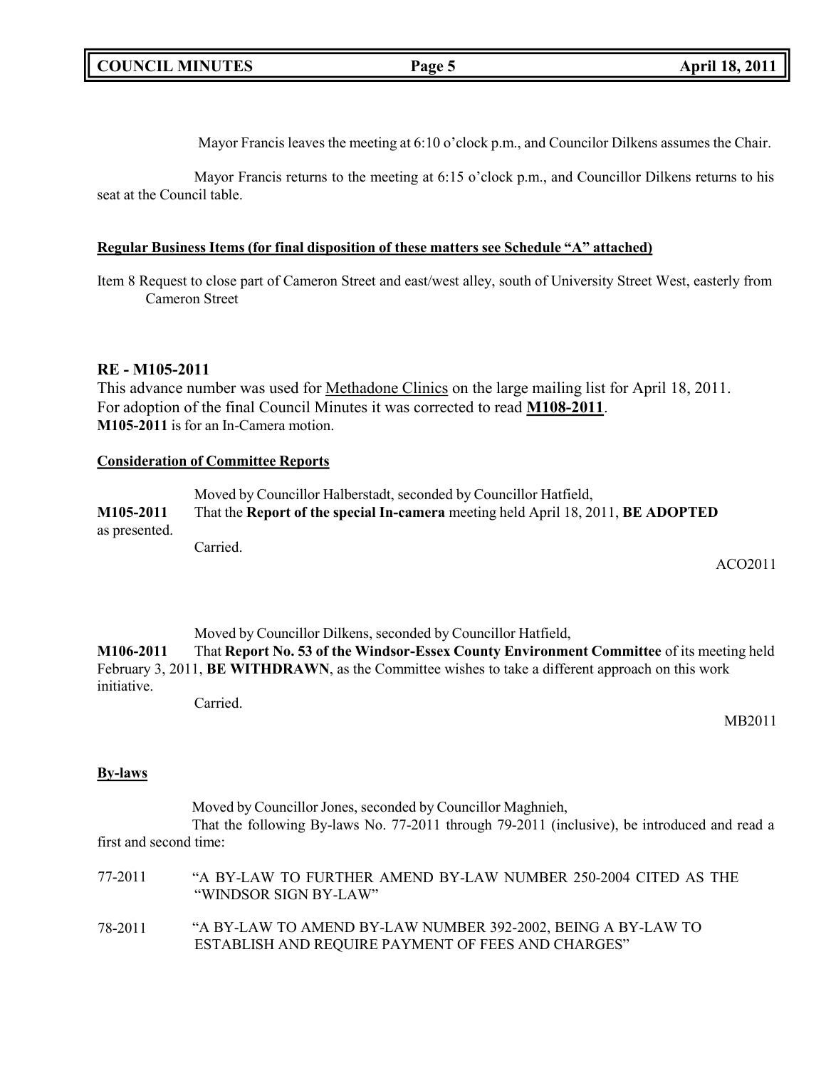Mayor Francis leaves the meeting at 6:10 o'clock p.m., and Councilor Dilkens assumes the Chair.

Mayor Francis returns to the meeting at 6:15 o'clock p.m., and Councillor Dilkens returns to his seat at the Council table.

**Regular Business Items (for final disposition of these matters see Schedule "A" attached)**

Item 8 Request to close part of Cameron Street and east/west alley, south of University Street West, easterly from Cameron Street

### RE - M105-2011

This advance number was used for Methadone Clinics on the large mailing list for April 18, 2011.
For adoption of the final Council Minutes it was corrected to read **M108-2011**.
**M105-2011** is for an In-Camera motion.

**Consideration of Committee Reports**

Moved by Councillor Halberstadt, seconded by Councillor Hatfield,

**M105-2011** That the **Report of the special In-camera** meeting held April 18, 2011, **BE ADOPTED** as presented.

Carried.

ACO2011

Moved by Councillor Dilkens, seconded by Councillor Hatfield,

**M106-2011** That **Report No. 53 of the Windsor-Essex County Environment Committee** of its meeting held February 3, 2011, **BE WITHDRAWN**, as the Committee wishes to take a different approach on this work initiative.

Carried.

MB2011

**By-laws**

Moved by Councillor Jones, seconded by Councillor Maghnieh,

That the following By-laws No. 77-2011 through 79-2011 (inclusive), be introduced and read a first and second time:

77-2011 "A BY-LAW TO FURTHER AMEND BY-LAW NUMBER 250-2004 CITED AS THE "WINDSOR SIGN BY-LAW"

78-2011 "A BY-LAW TO AMEND BY-LAW NUMBER 392-2002, BEING A BY-LAW TO ESTABLISH AND REQUIRE PAYMENT OF FEES AND CHARGES"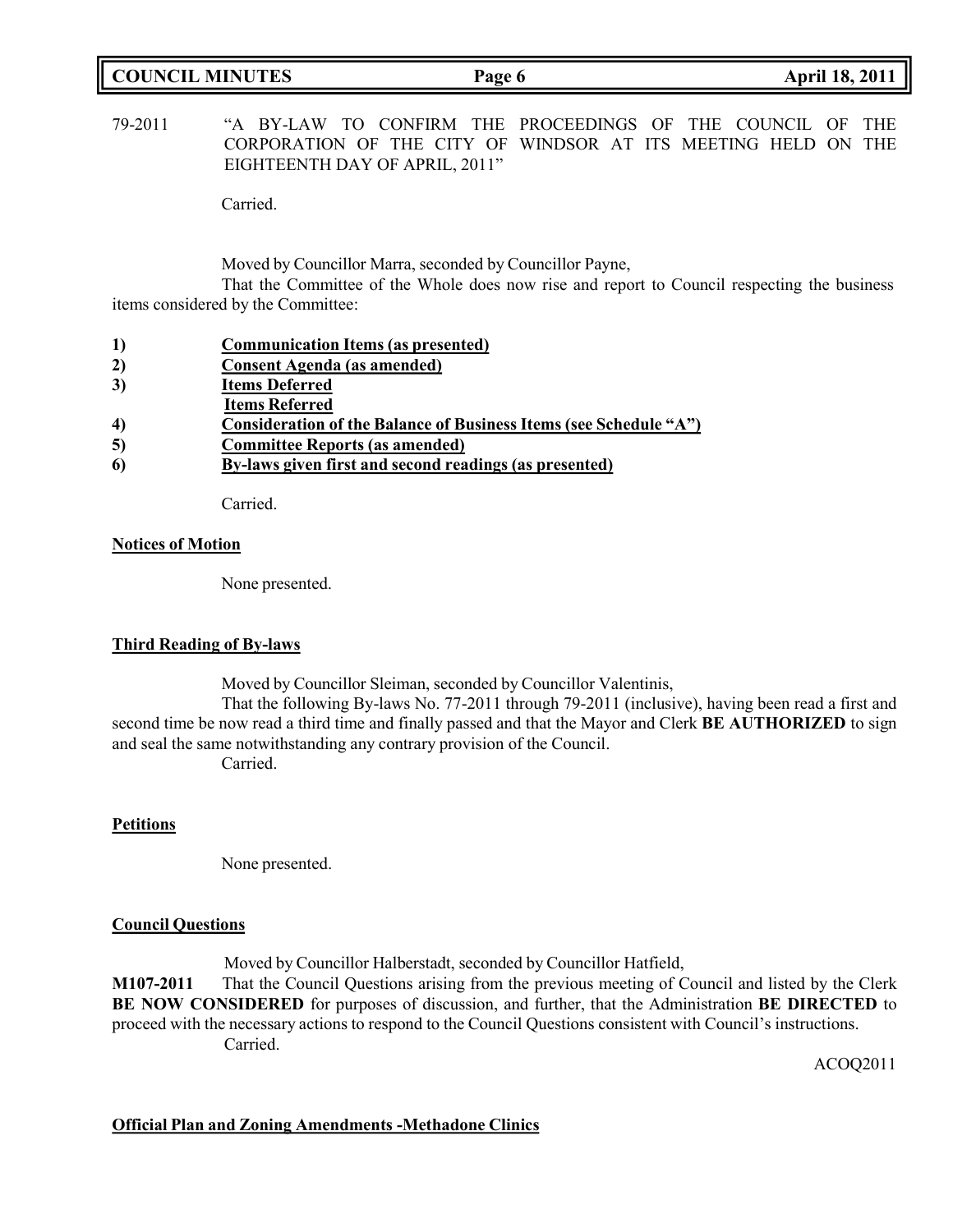79-2011 "A BY-LAW TO CONFIRM THE PROCEEDINGS OF THE COUNCIL OF THE CORPORATION OF THE CITY OF WINDSOR AT ITS MEETING HELD ON THE EIGHTEENTH DAY OF APRIL, 2011"

Carried.

Moved by Councillor Marra, seconded by Councillor Payne,

That the Committee of the Whole does now rise and report to Council respecting the business items considered by the Committee:

1) **Communication Items (as presented)**
2) **Consent Agenda (as amended)**
3) **Items Deferred**
   **Items Referred**
4) **Consideration of the Balance of Business Items (see Schedule "A")**
5) **Committee Reports (as amended)**
6) **By-laws given first and second readings (as presented)**

Carried.

**Notices of Motion**

None presented.

**Third Reading of By-laws**

Moved by Councillor Sleiman, seconded by Councillor Valentinis,

That the following By-laws No. 77-2011 through 79-2011 (inclusive), having been read a first and second time be now read a third time and finally passed and that the Mayor and Clerk **BE AUTHORIZED** to sign and seal the same notwithstanding any contrary provision of the Council.

Carried.

**Petitions**

None presented.

**Council Questions**

Moved by Councillor Halberstadt, seconded by Councillor Hatfield,

**M107-2011** That the Council Questions arising from the previous meeting of Council and listed by the Clerk **BE NOW CONSIDERED** for purposes of discussion, and further, that the Administration **BE DIRECTED** to proceed with the necessary actions to respond to the Council Questions consistent with Council's instructions.

Carried.

ACOQ2011

**Official Plan and Zoning Amendments -Methadone Clinics**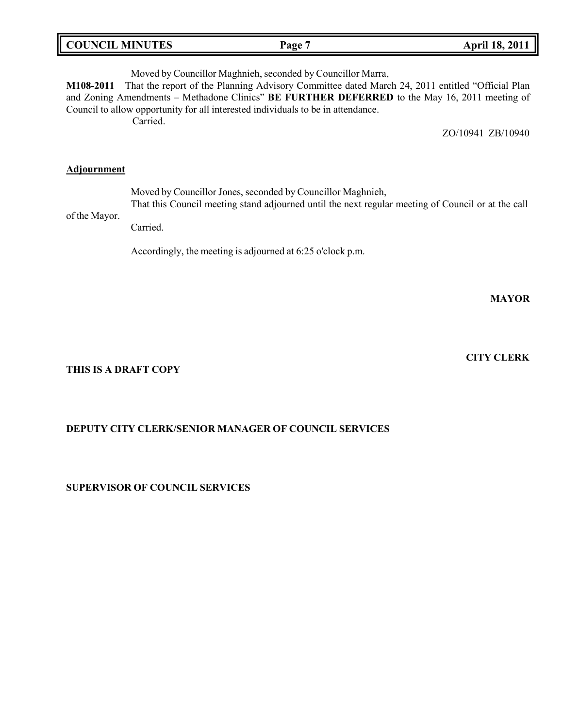Moved by Councillor Maghnieh, seconded by Councillor Marra,

**M108-2011** That the report of the Planning Advisory Committee dated March 24, 2011 entitled "Official Plan and Zoning Amendments – Methadone Clinics" **BE FURTHER DEFERRED** to the May 16, 2011 meeting of Council to allow opportunity for all interested individuals to be in attendance.

Carried.

ZO/10941 ZB/10940

**Adjournment**

Moved by Councillor Jones, seconded by Councillor Maghnieh,

That this Council meeting stand adjourned until the next regular meeting of Council or at the call of the Mayor.

Carried.

Accordingly, the meeting is adjourned at 6:25 o'clock p.m.

**MAYOR**

**CITY CLERK**

**THIS IS A DRAFT COPY**

**DEPUTY CITY CLERK/SENIOR MANAGER OF COUNCIL SERVICES**

**SUPERVISOR OF COUNCIL SERVICES**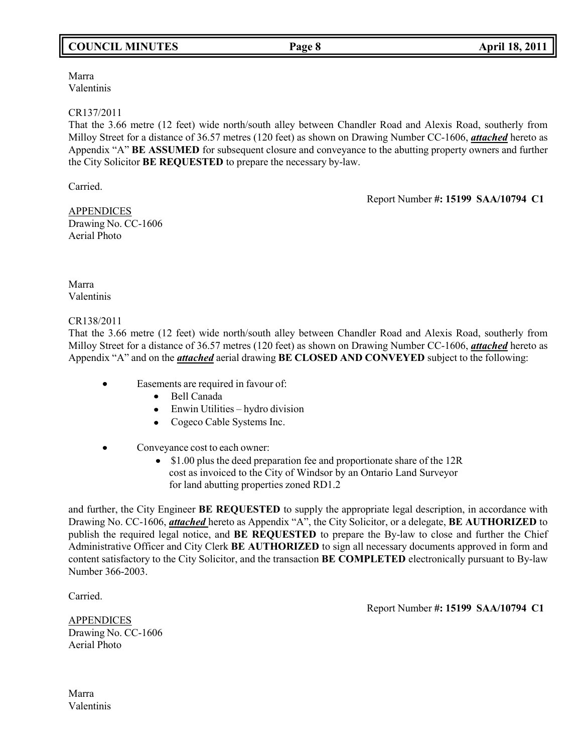Marra
Valentinis

CR137/2011
That the 3.66 metre (12 feet) wide north/south alley between Chandler Road and Alexis Road, southerly from Milloy Street for a distance of 36.57 metres (120 feet) as shown on Drawing Number CC-1606, ***attached*** hereto as Appendix "A" **BE ASSUMED** for subsequent closure and conveyance to the abutting property owners and further the City Solicitor **BE REQUESTED** to prepare the necessary by-law.

Carried.

Report Number **#: 15199 SAA/10794 C1**

APPENDICES
Drawing No. CC-1606
Aerial Photo

Marra
Valentinis

CR138/2011
That the 3.66 metre (12 feet) wide north/south alley between Chandler Road and Alexis Road, southerly from Milloy Street for a distance of 36.57 metres (120 feet) as shown on Drawing Number CC-1606, ***attached*** hereto as Appendix "A" and on the ***attached*** aerial drawing **BE CLOSED AND CONVEYED** subject to the following:

- Easements are required in favour of:
  - Bell Canada
  - Enwin Utilities – hydro division
  - Cogeco Cable Systems Inc.
- Conveyance cost to each owner:
  - $1.00 plus the deed preparation fee and proportionate share of the 12R cost as invoiced to the City of Windsor by an Ontario Land Surveyor for land abutting properties zoned RD1.2

and further, the City Engineer **BE REQUESTED** to supply the appropriate legal description, in accordance with Drawing No. CC-1606, ***attached*** hereto as Appendix "A", the City Solicitor, or a delegate, **BE AUTHORIZED** to publish the required legal notice, and **BE REQUESTED** to prepare the By-law to close and further the Chief Administrative Officer and City Clerk **BE AUTHORIZED** to sign all necessary documents approved in form and content satisfactory to the City Solicitor, and the transaction **BE COMPLETED** electronically pursuant to By-law Number 366-2003.

Carried.

Report Number **#: 15199 SAA/10794 C1**

APPENDICES
Drawing No. CC-1606
Aerial Photo

Marra
Valentinis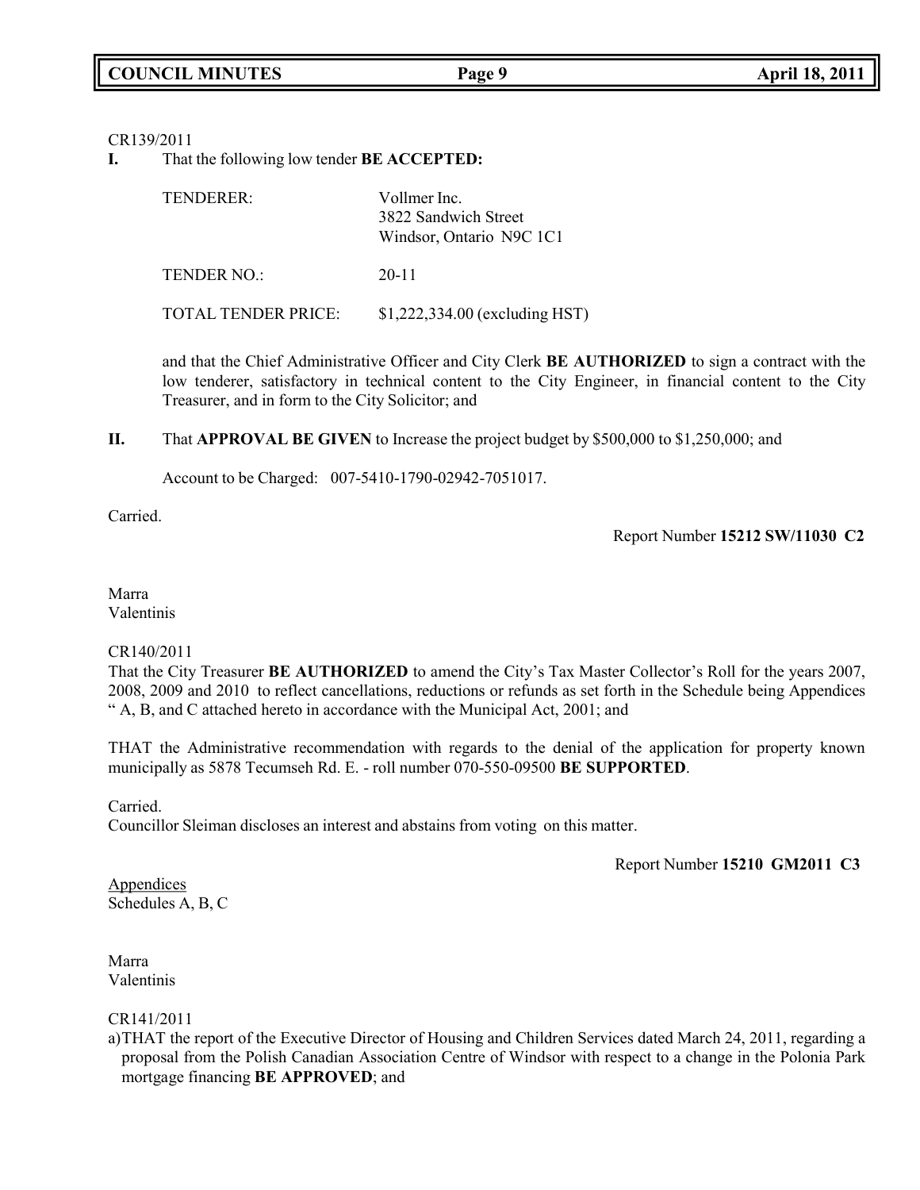CR139/2011

**I.** That the following low tender **BE ACCEPTED:**

| | |
|---|---|
| TENDERER: | Vollmer Inc.<br>3822 Sandwich Street<br>Windsor, Ontario N9C 1C1 |
| TENDER NO.: | 20-11 |
| TOTAL TENDER PRICE: | $1,222,334.00 (excluding HST) |

and that the Chief Administrative Officer and City Clerk **BE AUTHORIZED** to sign a contract with the low tenderer, satisfactory in technical content to the City Engineer, in financial content to the City Treasurer, and in form to the City Solicitor; and

**II.** That **APPROVAL BE GIVEN** to Increase the project budget by $500,000 to $1,250,000; and

Account to be Charged: 007-5410-1790-02942-7051017.

Carried.

Report Number **15212 SW/11030 C2**

Marra
Valentinis

CR140/2011
That the City Treasurer **BE AUTHORIZED** to amend the City's Tax Master Collector's Roll for the years 2007, 2008, 2009 and 2010 to reflect cancellations, reductions or refunds as set forth in the Schedule being Appendices " A, B, and C attached hereto in accordance with the Municipal Act, 2001; and

THAT the Administrative recommendation with regards to the denial of the application for property known municipally as 5878 Tecumseh Rd. E. - roll number 070-550-09500 **BE SUPPORTED**.

Carried.
Councillor Sleiman discloses an interest and abstains from voting on this matter.

Report Number **15210 GM2011 C3**

Appendices
Schedules A, B, C

Marra
Valentinis

CR141/2011
a) THAT the report of the Executive Director of Housing and Children Services dated March 24, 2011, regarding a proposal from the Polish Canadian Association Centre of Windsor with respect to a change in the Polonia Park mortgage financing **BE APPROVED**; and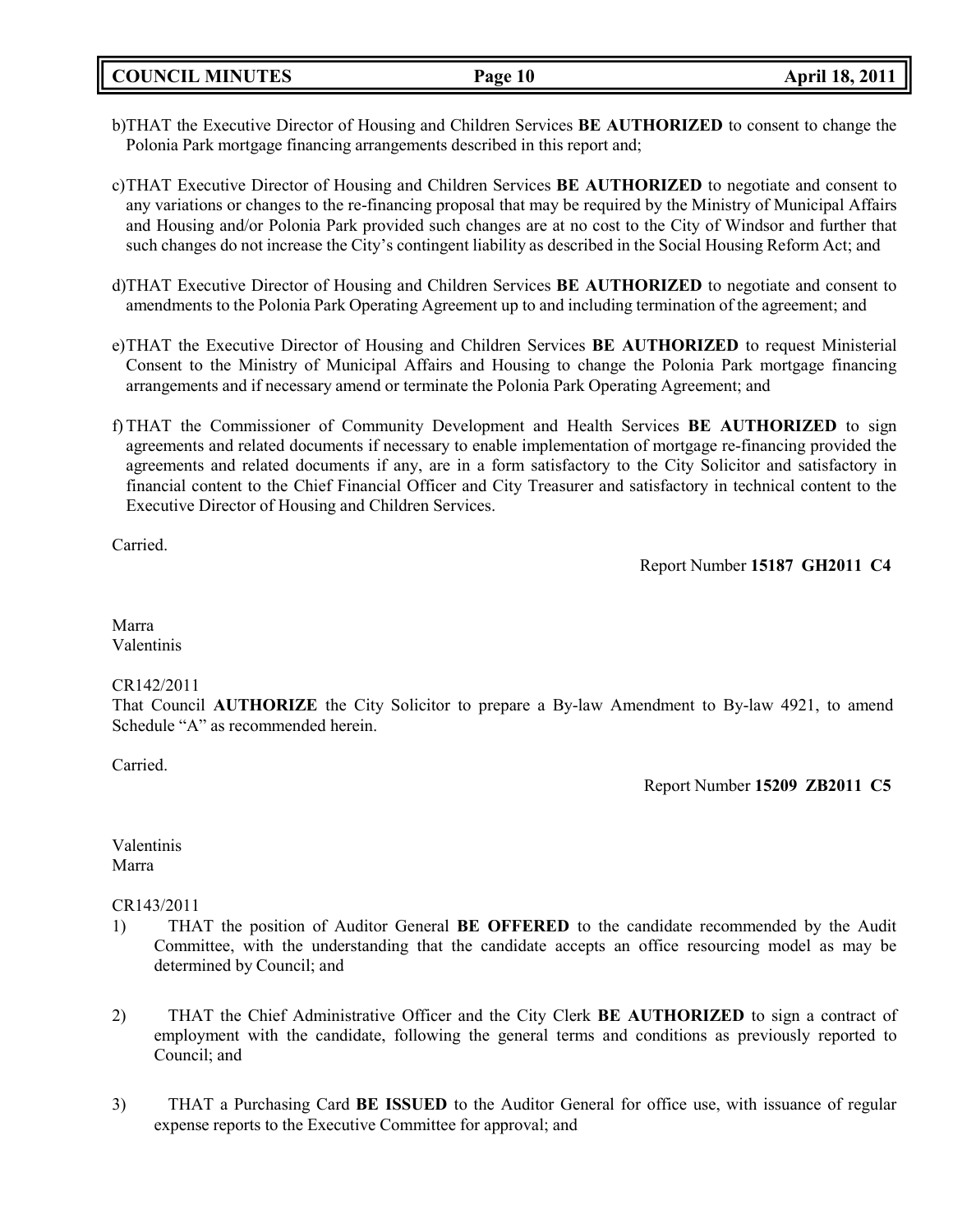b) THAT the Executive Director of Housing and Children Services **BE AUTHORIZED** to consent to change the Polonia Park mortgage financing arrangements described in this report and;

c) THAT Executive Director of Housing and Children Services **BE AUTHORIZED** to negotiate and consent to any variations or changes to the re-financing proposal that may be required by the Ministry of Municipal Affairs and Housing and/or Polonia Park provided such changes are at no cost to the City of Windsor and further that such changes do not increase the City's contingent liability as described in the Social Housing Reform Act; and

d) THAT Executive Director of Housing and Children Services **BE AUTHORIZED** to negotiate and consent to amendments to the Polonia Park Operating Agreement up to and including termination of the agreement; and

e) THAT the Executive Director of Housing and Children Services **BE AUTHORIZED** to request Ministerial Consent to the Ministry of Municipal Affairs and Housing to change the Polonia Park mortgage financing arrangements and if necessary amend or terminate the Polonia Park Operating Agreement; and

f) THAT the Commissioner of Community Development and Health Services **BE AUTHORIZED** to sign agreements and related documents if necessary to enable implementation of mortgage re-financing provided the agreements and related documents if any, are in a form satisfactory to the City Solicitor and satisfactory in financial content to the Chief Financial Officer and City Treasurer and satisfactory in technical content to the Executive Director of Housing and Children Services.

Carried.

Report Number **15187 GH2011 C4**

Marra
Valentinis

CR142/2011
That Council **AUTHORIZE** the City Solicitor to prepare a By-law Amendment to By-law 4921, to amend Schedule "A" as recommended herein.

Carried.

Report Number **15209 ZB2011 C5**

Valentinis
Marra

CR143/2011

1) THAT the position of Auditor General **BE OFFERED** to the candidate recommended by the Audit Committee, with the understanding that the candidate accepts an office resourcing model as may be determined by Council; and

2) THAT the Chief Administrative Officer and the City Clerk **BE AUTHORIZED** to sign a contract of employment with the candidate, following the general terms and conditions as previously reported to Council; and

3) THAT a Purchasing Card **BE ISSUED** to the Auditor General for office use, with issuance of regular expense reports to the Executive Committee for approval; and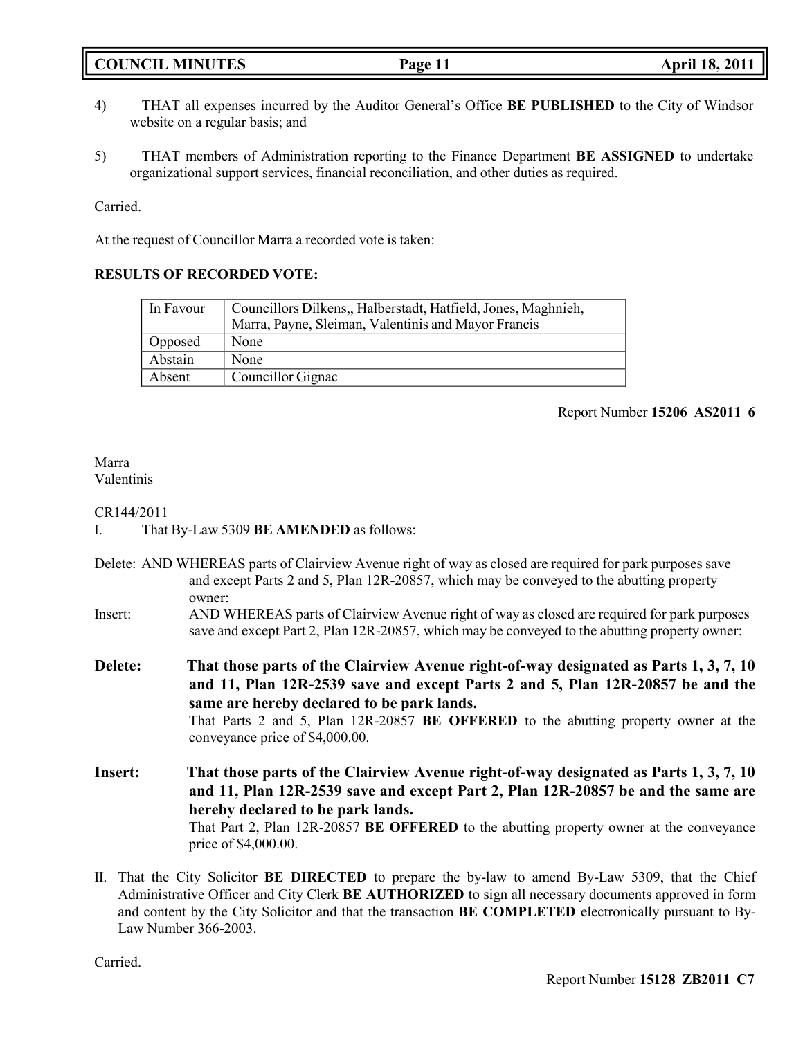4) THAT all expenses incurred by the Auditor General's Office **BE PUBLISHED** to the City of Windsor website on a regular basis; and

5) THAT members of Administration reporting to the Finance Department **BE ASSIGNED** to undertake organizational support services, financial reconciliation, and other duties as required.

Carried.

At the request of Councillor Marra a recorded vote is taken:

**RESULTS OF RECORDED VOTE:**

| In Favour | Councillors Dilkens,, Halberstadt, Hatfield, Jones, Maghnieh, Marra, Payne, Sleiman, Valentinis and Mayor Francis |
|---|---|
| Opposed | None |
| Abstain | None |
| Absent | Councillor Gignac |

Report Number **15206 AS2011 6**

Marra
Valentinis

CR144/2011

I. That By-Law 5309 **BE AMENDED** as follows:

Delete: AND WHEREAS parts of Clairview Avenue right of way as closed are required for park purposes save and except Parts 2 and 5, Plan 12R-20857, which may be conveyed to the abutting property owner:

Insert: AND WHEREAS parts of Clairview Avenue right of way as closed are required for park purposes save and except Part 2, Plan 12R-20857, which may be conveyed to the abutting property owner:

**Delete: That those parts of the Clairview Avenue right-of-way designated as Parts 1, 3, 7, 10 and 11, Plan 12R-2539 save and except Parts 2 and 5, Plan 12R-20857 be and the same are hereby declared to be park lands.**

That Parts 2 and 5, Plan 12R-20857 **BE OFFERED** to the abutting property owner at the conveyance price of $4,000.00.

**Insert: That those parts of the Clairview Avenue right-of-way designated as Parts 1, 3, 7, 10 and 11, Plan 12R-2539 save and except Part 2, Plan 12R-20857 be and the same are hereby declared to be park lands.**

That Part 2, Plan 12R-20857 **BE OFFERED** to the abutting property owner at the conveyance price of $4,000.00.

II. That the City Solicitor **BE DIRECTED** to prepare the by-law to amend By-Law 5309, that the Chief Administrative Officer and City Clerk **BE AUTHORIZED** to sign all necessary documents approved in form and content by the City Solicitor and that the transaction **BE COMPLETED** electronically pursuant to By-Law Number 366-2003.

Carried.

Report Number **15128 ZB2011 C7**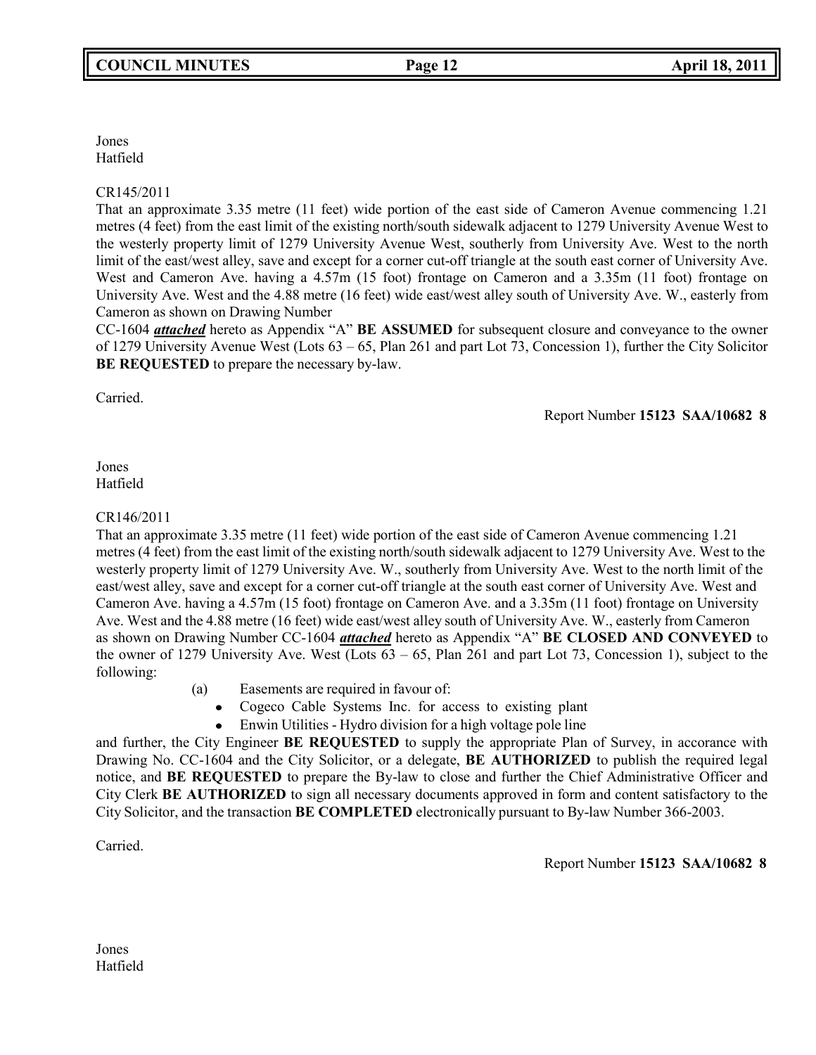Jones
Hatfield

CR145/2011
That an approximate 3.35 metre (11 feet) wide portion of the east side of Cameron Avenue commencing 1.21 metres (4 feet) from the east limit of the existing north/south sidewalk adjacent to 1279 University Avenue West to the westerly property limit of 1279 University Avenue West, southerly from University Ave. West to the north limit of the east/west alley, save and except for a corner cut-off triangle at the south east corner of University Ave. West and Cameron Ave. having a 4.57m (15 foot) frontage on Cameron and a 3.35m (11 foot) frontage on University Ave. West and the 4.88 metre (16 feet) wide east/west alley south of University Ave. W., easterly from Cameron as shown on Drawing Number
CC-1604 ***attached*** hereto as Appendix "A" **BE ASSUMED** for subsequent closure and conveyance to the owner of 1279 University Avenue West (Lots 63 – 65, Plan 261 and part Lot 73, Concession 1), further the City Solicitor **BE REQUESTED** to prepare the necessary by-law.

Carried.

Report Number **15123 SAA/10682 8**

Jones
Hatfield

CR146/2011
That an approximate 3.35 metre (11 feet) wide portion of the east side of Cameron Avenue commencing 1.21 metres (4 feet) from the east limit of the existing north/south sidewalk adjacent to 1279 University Ave. West to the westerly property limit of 1279 University Ave. W., southerly from University Ave. West to the north limit of the east/west alley, save and except for a corner cut-off triangle at the south east corner of University Ave. West and Cameron Ave. having a 4.57m (15 foot) frontage on Cameron Ave. and a 3.35m (11 foot) frontage on University Ave. West and the 4.88 metre (16 feet) wide east/west alley south of University Ave. W., easterly from Cameron as shown on Drawing Number CC-1604 ***attached*** hereto as Appendix "A" **BE CLOSED AND CONVEYED** to the owner of 1279 University Ave. West (Lots 63 – 65, Plan 261 and part Lot 73, Concession 1), subject to the following:

(a) Easements are required in favour of:
- Cogeco Cable Systems Inc. for access to existing plant
- Enwin Utilities - Hydro division for a high voltage pole line

and further, the City Engineer **BE REQUESTED** to supply the appropriate Plan of Survey, in accorance with Drawing No. CC-1604 and the City Solicitor, or a delegate, **BE AUTHORIZED** to publish the required legal notice, and **BE REQUESTED** to prepare the By-law to close and further the Chief Administrative Officer and City Clerk **BE AUTHORIZED** to sign all necessary documents approved in form and content satisfactory to the City Solicitor, and the transaction **BE COMPLETED** electronically pursuant to By-law Number 366-2003.

Carried.

Report Number **15123 SAA/10682 8**

Jones
Hatfield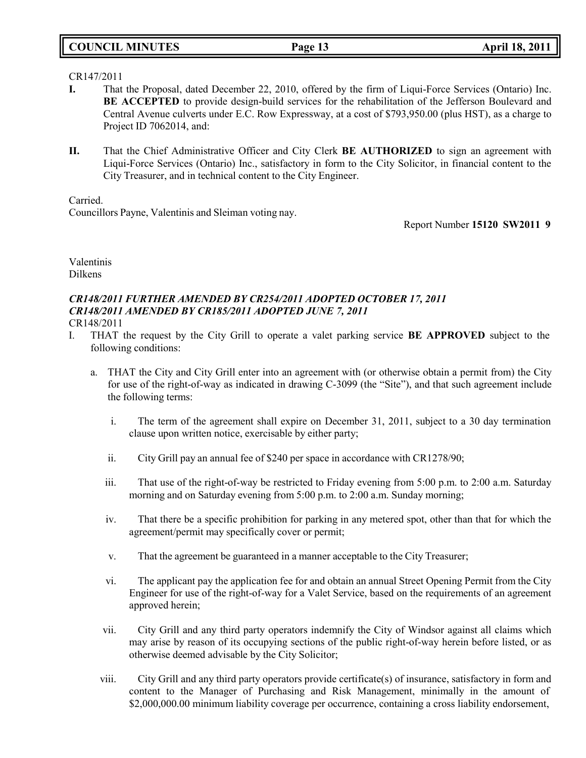CR147/2011

**I.** That the Proposal, dated December 22, 2010, offered by the firm of Liqui-Force Services (Ontario) Inc. **BE ACCEPTED** to provide design-build services for the rehabilitation of the Jefferson Boulevard and Central Avenue culverts under E.C. Row Expressway, at a cost of $793,950.00 (plus HST), as a charge to Project ID 7062014, and:

**II.** That the Chief Administrative Officer and City Clerk **BE AUTHORIZED** to sign an agreement with Liqui-Force Services (Ontario) Inc., satisfactory in form to the City Solicitor, in financial content to the City Treasurer, and in technical content to the City Engineer.

Carried.
Councillors Payne, Valentinis and Sleiman voting nay.

Report Number **15120 SW2011 9**

Valentinis
Dilkens

***CR148/2011 FURTHER AMENDED BY CR254/2011 ADOPTED OCTOBER 17, 2011***
***CR148/2011 AMENDED BY CR185/2011 ADOPTED JUNE 7, 2011***
CR148/2011

I. THAT the request by the City Grill to operate a valet parking service **BE APPROVED** subject to the following conditions:

   a. THAT the City and City Grill enter into an agreement with (or otherwise obtain a permit from) the City for use of the right-of-way as indicated in drawing C-3099 (the "Site"), and that such agreement include the following terms:

      i. The term of the agreement shall expire on December 31, 2011, subject to a 30 day termination clause upon written notice, exercisable by either party;

      ii. City Grill pay an annual fee of $240 per space in accordance with CR1278/90;

      iii. That use of the right-of-way be restricted to Friday evening from 5:00 p.m. to 2:00 a.m. Saturday morning and on Saturday evening from 5:00 p.m. to 2:00 a.m. Sunday morning;

      iv. That there be a specific prohibition for parking in any metered spot, other than that for which the agreement/permit may specifically cover or permit;

      v. That the agreement be guaranteed in a manner acceptable to the City Treasurer;

      vi. The applicant pay the application fee for and obtain an annual Street Opening Permit from the City Engineer for use of the right-of-way for a Valet Service, based on the requirements of an agreement approved herein;

      vii. City Grill and any third party operators indemnify the City of Windsor against all claims which may arise by reason of its occupying sections of the public right-of-way herein before listed, or as otherwise deemed advisable by the City Solicitor;

      viii. City Grill and any third party operators provide certificate(s) of insurance, satisfactory in form and content to the Manager of Purchasing and Risk Management, minimally in the amount of $2,000,000.00 minimum liability coverage per occurrence, containing a cross liability endorsement,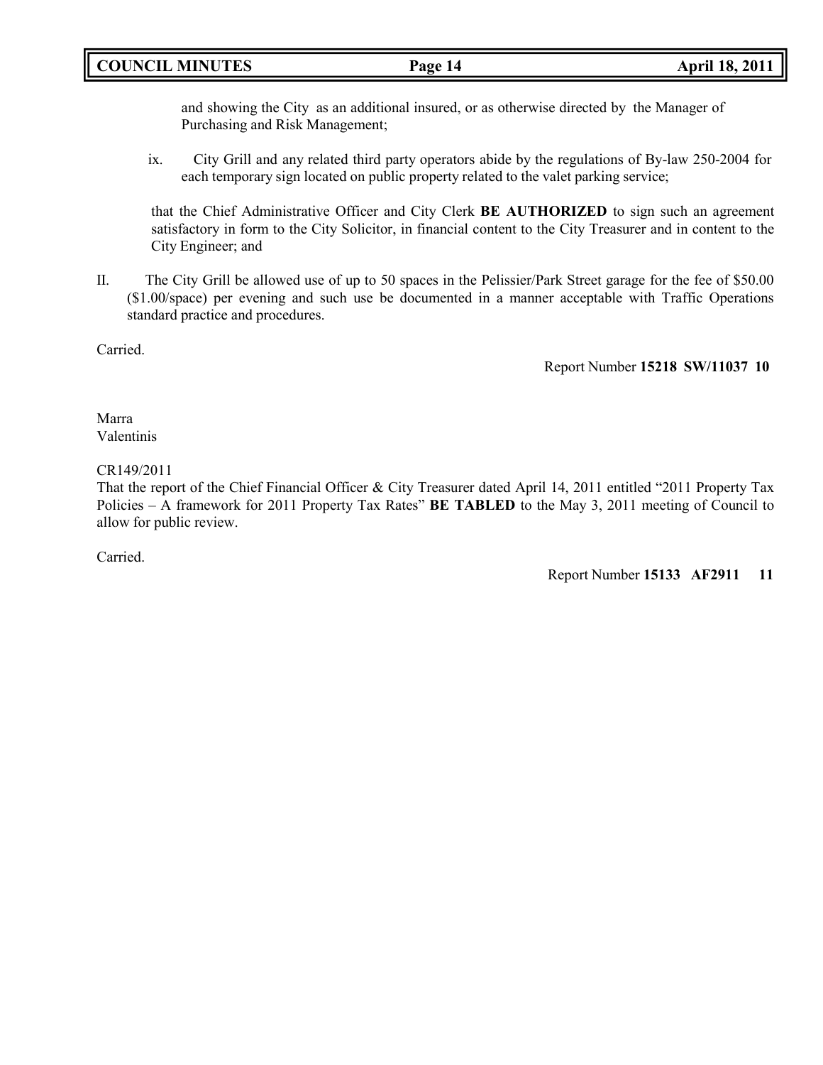and showing the City as an additional insured, or as otherwise directed by the Manager of Purchasing and Risk Management;

ix. City Grill and any related third party operators abide by the regulations of By-law 250-2004 for each temporary sign located on public property related to the valet parking service;

that the Chief Administrative Officer and City Clerk **BE AUTHORIZED** to sign such an agreement satisfactory in form to the City Solicitor, in financial content to the City Treasurer and in content to the City Engineer; and

II. The City Grill be allowed use of up to 50 spaces in the Pelissier/Park Street garage for the fee of $50.00 ($1.00/space) per evening and such use be documented in a manner acceptable with Traffic Operations standard practice and procedures.

Carried.

Report Number **15218 SW/11037 10**

Marra
Valentinis

CR149/2011
That the report of the Chief Financial Officer & City Treasurer dated April 14, 2011 entitled "2011 Property Tax Policies – A framework for 2011 Property Tax Rates" **BE TABLED** to the May 3, 2011 meeting of Council to allow for public review.

Carried.

Report Number **15133 AF2911 11**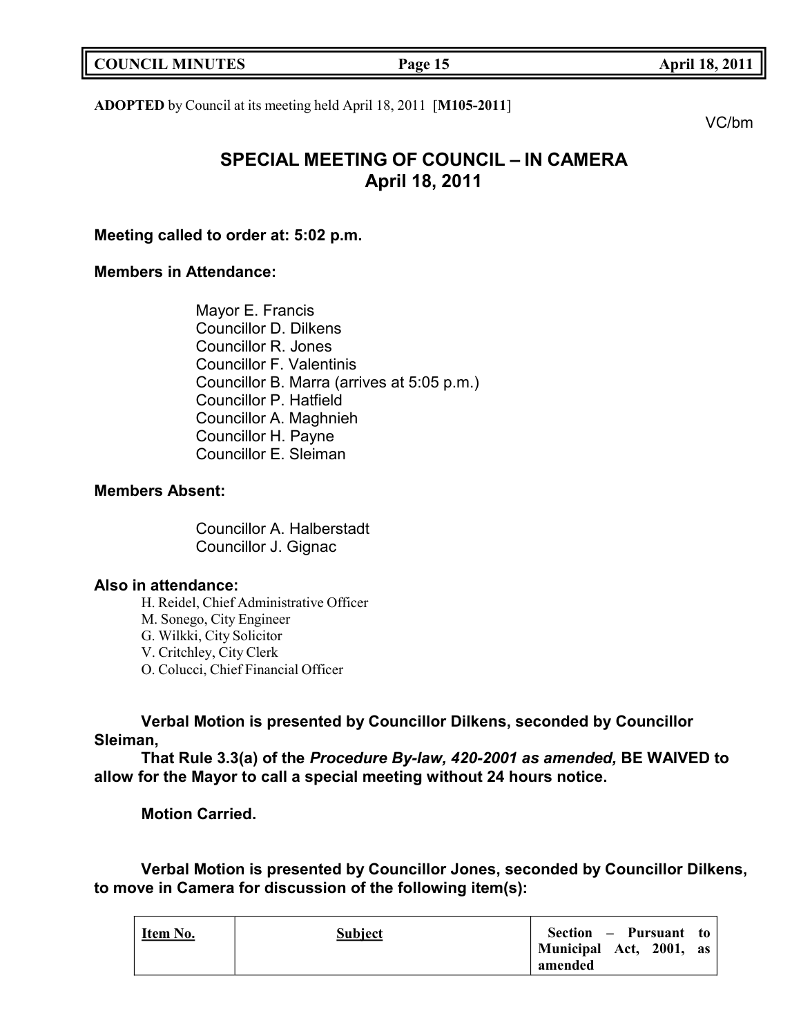**ADOPTED** by Council at its meeting held April 18, 2011 [**M105-2011**]

VC/bm

# SPECIAL MEETING OF COUNCIL – IN CAMERA
# April 18, 2011

**Meeting called to order at: 5:02 p.m.**

**Members in Attendance:**

Mayor E. Francis
Councillor D. Dilkens
Councillor R. Jones
Councillor F. Valentinis
Councillor B. Marra (arrives at 5:05 p.m.)
Councillor P. Hatfield
Councillor A. Maghnieh
Councillor H. Payne
Councillor E. Sleiman

**Members Absent:**

Councillor A. Halberstadt
Councillor J. Gignac

**Also in attendance:**

H. Reidel, Chief Administrative Officer
M. Sonego, City Engineer
G. Wilkki, City Solicitor
V. Critchley, City Clerk
O. Colucci, Chief Financial Officer

**Verbal Motion is presented by Councillor Dilkens, seconded by Councillor Sleiman,**

**That Rule 3.3(a) of the *Procedure By-law, 420-2001 as amended,* BE WAIVED to allow for the Mayor to call a special meeting without 24 hours notice.**

**Motion Carried.**

**Verbal Motion is presented by Councillor Jones, seconded by Councillor Dilkens, to move in Camera for discussion of the following item(s):**

| Item No. | Subject | Section – Pursuant to Municipal Act, 2001, as amended |
|---|---|---|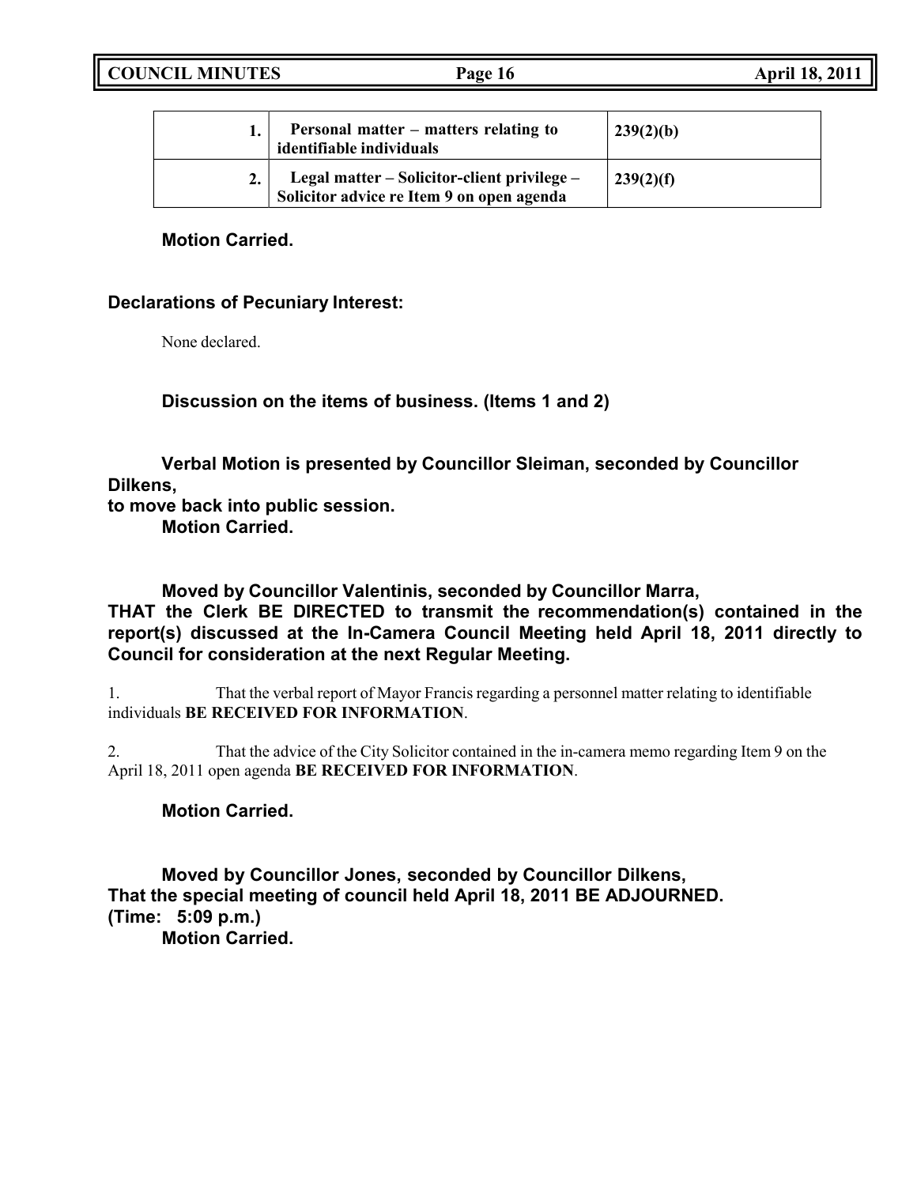| | | |
|---|---|---|
| **1.** | **Personal matter – matters relating to identifiable individuals** | **239(2)(b)** |
| **2.** | **Legal matter – Solicitor-client privilege – Solicitor advice re Item 9 on open agenda** | **239(2)(f)** |

**Motion Carried.**

**Declarations of Pecuniary Interest:**

None declared.

**Discussion on the items of business. (Items 1 and 2)**

**Verbal Motion is presented by Councillor Sleiman, seconded by Councillor Dilkens,**
**to move back into public session.**
**Motion Carried.**

**Moved by Councillor Valentinis, seconded by Councillor Marra,**
**THAT the Clerk BE DIRECTED to transmit the recommendation(s) contained in the report(s) discussed at the In-Camera Council Meeting held April 18, 2011 directly to Council for consideration at the next Regular Meeting.**

1. That the verbal report of Mayor Francis regarding a personnel matter relating to identifiable individuals **BE RECEIVED FOR INFORMATION**.

2. That the advice of the City Solicitor contained in the in-camera memo regarding Item 9 on the April 18, 2011 open agenda **BE RECEIVED FOR INFORMATION**.

**Motion Carried.**

**Moved by Councillor Jones, seconded by Councillor Dilkens,**
**That the special meeting of council held April 18, 2011 BE ADJOURNED.**
**(Time: 5:09 p.m.)**
**Motion Carried.**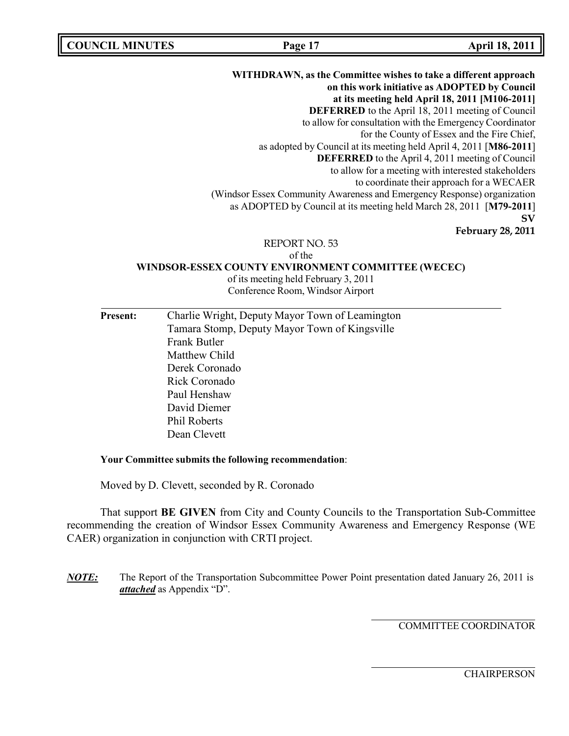**WITHDRAWN, as the Committee wishes to take a different approach on this work initiative as ADOPTED by Council at its meeting held April 18, 2011 [M106-2011]**
**DEFERRED** to the April 18, 2011 meeting of Council to allow for consultation with the Emergency Coordinator for the County of Essex and the Fire Chief, as adopted by Council at its meeting held April 4, 2011 [**M86-2011**]
**DEFERRED** to the April 4, 2011 meeting of Council to allow for a meeting with interested stakeholders to coordinate their approach for a WECAER (Windsor Essex Community Awareness and Emergency Response) organization as ADOPTED by Council at its meeting held March 28, 2011 [**M79-2011**]
**SV**
**February 28, 2011**

REPORT NO. 53
of the
**WINDSOR-ESSEX COUNTY ENVIRONMENT COMMITTEE (WECEC)**
of its meeting held February 3, 2011
Conference Room, Windsor Airport

**Present:** Charlie Wright, Deputy Mayor Town of Leamington
Tamara Stomp, Deputy Mayor Town of Kingsville
Frank Butler
Matthew Child
Derek Coronado
Rick Coronado
Paul Henshaw
David Diemer
Phil Roberts
Dean Clevett

**Your Committee submits the following recommendation**:

Moved by D. Clevett, seconded by R. Coronado

That support **BE GIVEN** from City and County Councils to the Transportation Sub-Committee recommending the creation of Windsor Essex Community Awareness and Emergency Response (WE CAER) organization in conjunction with CRTI project.

***NOTE:*** The Report of the Transportation Subcommittee Power Point presentation dated January 26, 2011 is ***attached*** as Appendix "D".

COMMITTEE COORDINATOR

CHAIRPERSON